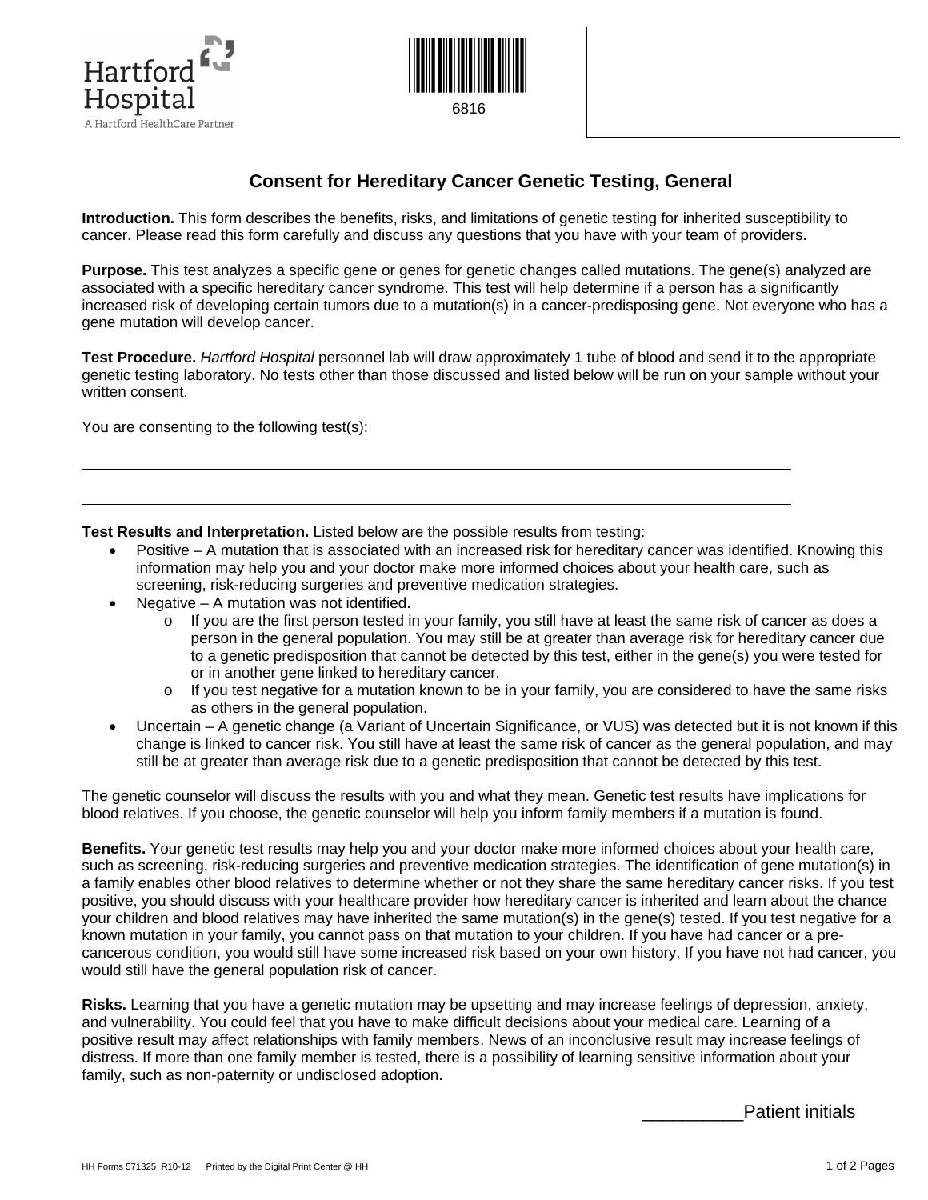Hartford Hospital
A Hartford HealthCare Partner

6816

# Consent for Hereditary Cancer Genetic Testing, General

**Introduction.** This form describes the benefits, risks, and limitations of genetic testing for inherited susceptibility to cancer. Please read this form carefully and discuss any questions that you have with your team of providers.

**Purpose.** This test analyzes a specific gene or genes for genetic changes called mutations. The gene(s) analyzed are associated with a specific hereditary cancer syndrome. This test will help determine if a person has a significantly increased risk of developing certain tumors due to a mutation(s) in a cancer-predisposing gene. Not everyone who has a gene mutation will develop cancer.

**Test Procedure.** *Hartford Hospital* personnel lab will draw approximately 1 tube of blood and send it to the appropriate genetic testing laboratory. No tests other than those discussed and listed below will be run on your sample without your written consent.

You are consenting to the following test(s):

______________________________________________________________________________

______________________________________________________________________________

**Test Results and Interpretation.** Listed below are the possible results from testing:

- Positive – A mutation that is associated with an increased risk for hereditary cancer was identified. Knowing this information may help you and your doctor make more informed choices about your health care, such as screening, risk-reducing surgeries and preventive medication strategies.
- Negative – A mutation was not identified.
    - If you are the first person tested in your family, you still have at least the same risk of cancer as does a person in the general population. You may still be at greater than average risk for hereditary cancer due to a genetic predisposition that cannot be detected by this test, either in the gene(s) you were tested for or in another gene linked to hereditary cancer.
    - If you test negative for a mutation known to be in your family, you are considered to have the same risks as others in the general population.
- Uncertain – A genetic change (a Variant of Uncertain Significance, or VUS) was detected but it is not known if this change is linked to cancer risk. You still have at least the same risk of cancer as the general population, and may still be at greater than average risk due to a genetic predisposition that cannot be detected by this test.

The genetic counselor will discuss the results with you and what they mean. Genetic test results have implications for blood relatives. If you choose, the genetic counselor will help you inform family members if a mutation is found.

**Benefits.** Your genetic test results may help you and your doctor make more informed choices about your health care, such as screening, risk-reducing surgeries and preventive medication strategies. The identification of gene mutation(s) in a family enables other blood relatives to determine whether or not they share the same hereditary cancer risks. If you test positive, you should discuss with your healthcare provider how hereditary cancer is inherited and learn about the chance your children and blood relatives may have inherited the same mutation(s) in the gene(s) tested. If you test negative for a known mutation in your family, you cannot pass on that mutation to your children. If you have had cancer or a pre-cancerous condition, you would still have some increased risk based on your own history. If you have not had cancer, you would still have the general population risk of cancer.

**Risks.** Learning that you have a genetic mutation may be upsetting and may increase feelings of depression, anxiety, and vulnerability. You could feel that you have to make difficult decisions about your medical care. Learning of a positive result may affect relationships with family members. News of an inconclusive result may increase feelings of distress. If more than one family member is tested, there is a possibility of learning sensitive information about your family, such as non-paternity or undisclosed adoption.

__________Patient initials

HH Forms 571325 R10-12 Printed by the Digital Print Center @ HH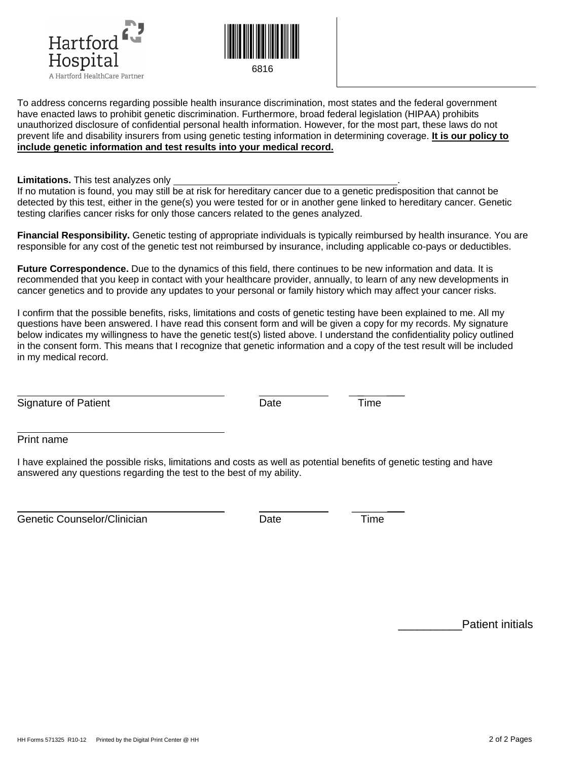Hartford Hospital
A Hartford HealthCare Partner

6816

To address concerns regarding possible health insurance discrimination, most states and the federal government have enacted laws to prohibit genetic discrimination. Furthermore, broad federal legislation (HIPAA) prohibits unauthorized disclosure of confidential personal health information. However, for the most part, these laws do not prevent life and disability insurers from using genetic testing information in determining coverage. **It is our policy to include genetic information and test results into your medical record.**

**Limitations.** This test analyzes only ________________________________________.
If no mutation is found, you may still be at risk for hereditary cancer due to a genetic predisposition that cannot be detected by this test, either in the gene(s) you were tested for or in another gene linked to hereditary cancer. Genetic testing clarifies cancer risks for only those cancers related to the genes analyzed.

**Financial Responsibility.** Genetic testing of appropriate individuals is typically reimbursed by health insurance. You are responsible for any cost of the genetic test not reimbursed by insurance, including applicable co-pays or deductibles.

**Future Correspondence.** Due to the dynamics of this field, there continues to be new information and data. It is recommended that you keep in contact with your healthcare provider, annually, to learn of any new developments in cancer genetics and to provide any updates to your personal or family history which may affect your cancer risks.

I confirm that the possible benefits, risks, limitations and costs of genetic testing have been explained to me. All my questions have been answered. I have read this consent form and will be given a copy for my records. My signature below indicates my willingness to have the genetic test(s) listed above. I understand the confidentiality policy outlined in the consent form. This means that I recognize that genetic information and a copy of the test result will be included in my medical record.

_________________________________ ____________ __________
Signature of Patient Date Time

_________________________________
Print name

I have explained the possible risks, limitations and costs as well as potential benefits of genetic testing and have answered any questions regarding the test to the best of my ability.

_________________________________ ____________ __________
Genetic Counselor/Clinician Date Time

__________Patient initials

HH Forms 571325 R10-12 Printed by the Digital Print Center @ HH